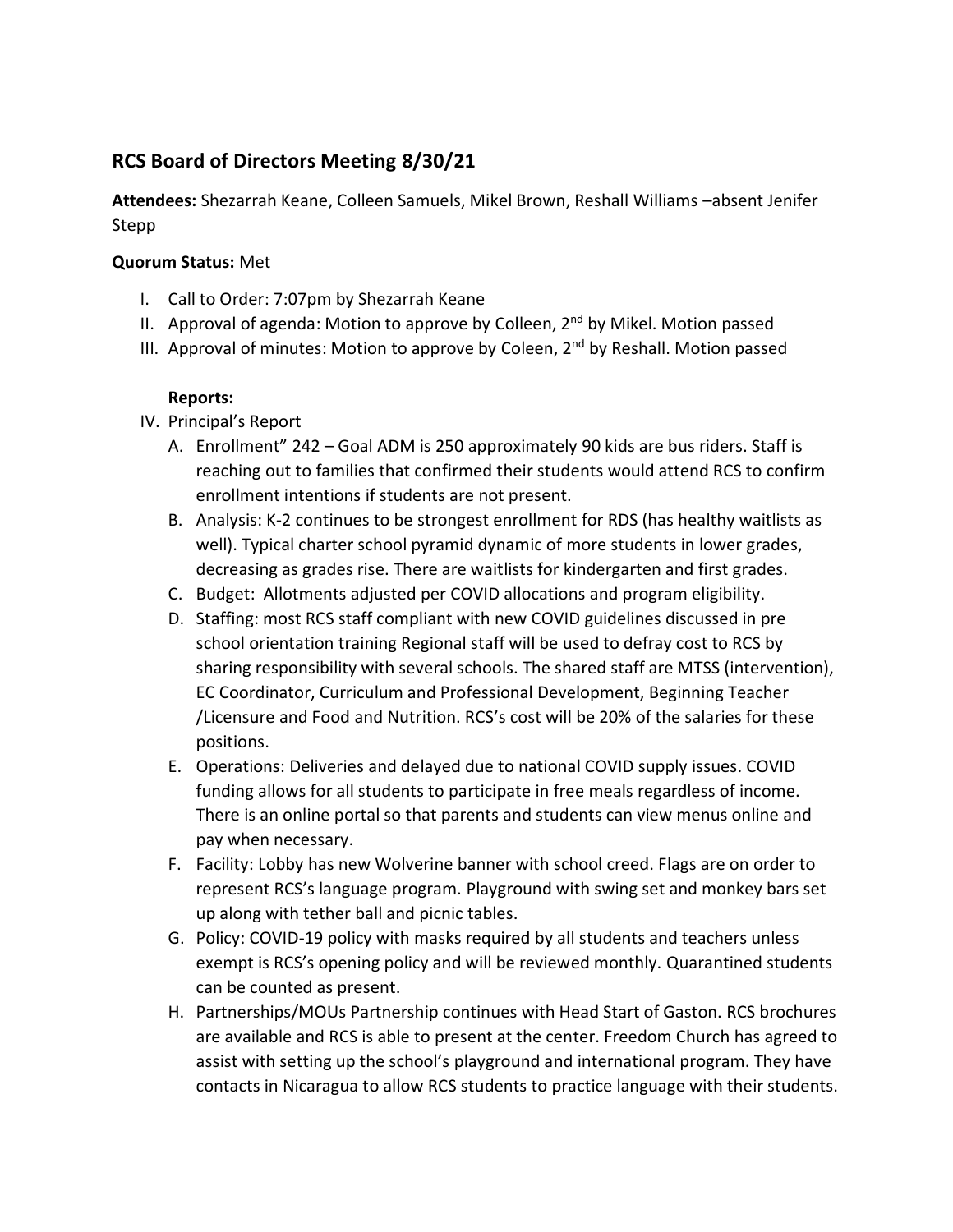## RCS Board of Directors Meeting 8/30/21

**Attendees:** Shezarrah Keane, Colleen Samuels, Mikel Brown, Reshall Williams –absent Jenifer Stepp

**Quorum Status:** Met

I. Call to Order: 7:07pm by Shezarrah Keane
II. Approval of agenda: Motion to approve by Colleen, 2nd by Mikel. Motion passed
III. Approval of minutes: Motion to approve by Coleen, 2nd by Reshall. Motion passed

**Reports:**

IV. Principal's Report
   A. Enrollment" 242 – Goal ADM is 250 approximately 90 kids are bus riders. Staff is reaching out to families that confirmed their students would attend RCS to confirm enrollment intentions if students are not present.
   B. Analysis: K-2 continues to be strongest enrollment for RDS (has healthy waitlists as well). Typical charter school pyramid dynamic of more students in lower grades, decreasing as grades rise. There are waitlists for kindergarten and first grades.
   C. Budget: Allotments adjusted per COVID allocations and program eligibility.
   D. Staffing: most RCS staff compliant with new COVID guidelines discussed in pre school orientation training Regional staff will be used to defray cost to RCS by sharing responsibility with several schools. The shared staff are MTSS (intervention), EC Coordinator, Curriculum and Professional Development, Beginning Teacher /Licensure and Food and Nutrition. RCS's cost will be 20% of the salaries for these positions.
   E. Operations: Deliveries and delayed due to national COVID supply issues. COVID funding allows for all students to participate in free meals regardless of income. There is an online portal so that parents and students can view menus online and pay when necessary.
   F. Facility: Lobby has new Wolverine banner with school creed. Flags are on order to represent RCS's language program. Playground with swing set and monkey bars set up along with tether ball and picnic tables.
   G. Policy: COVID-19 policy with masks required by all students and teachers unless exempt is RCS's opening policy and will be reviewed monthly. Quarantined students can be counted as present.
   H. Partnerships/MOUs Partnership continues with Head Start of Gaston. RCS brochures are available and RCS is able to present at the center. Freedom Church has agreed to assist with setting up the school's playground and international program. They have contacts in Nicaragua to allow RCS students to practice language with their students.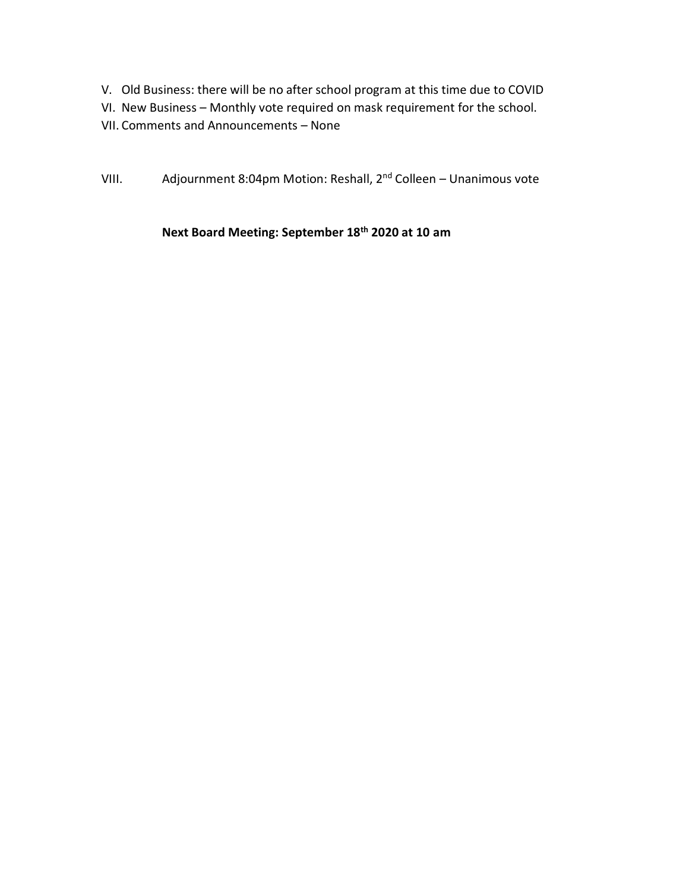V. Old Business: there will be no after school program at this time due to COVID

VI. New Business – Monthly vote required on mask requirement for the school.

VII. Comments and Announcements – None

VIII. Adjournment 8:04pm Motion: Reshall, 2nd Colleen – Unanimous vote

**Next Board Meeting: September 18th 2020 at 10 am**